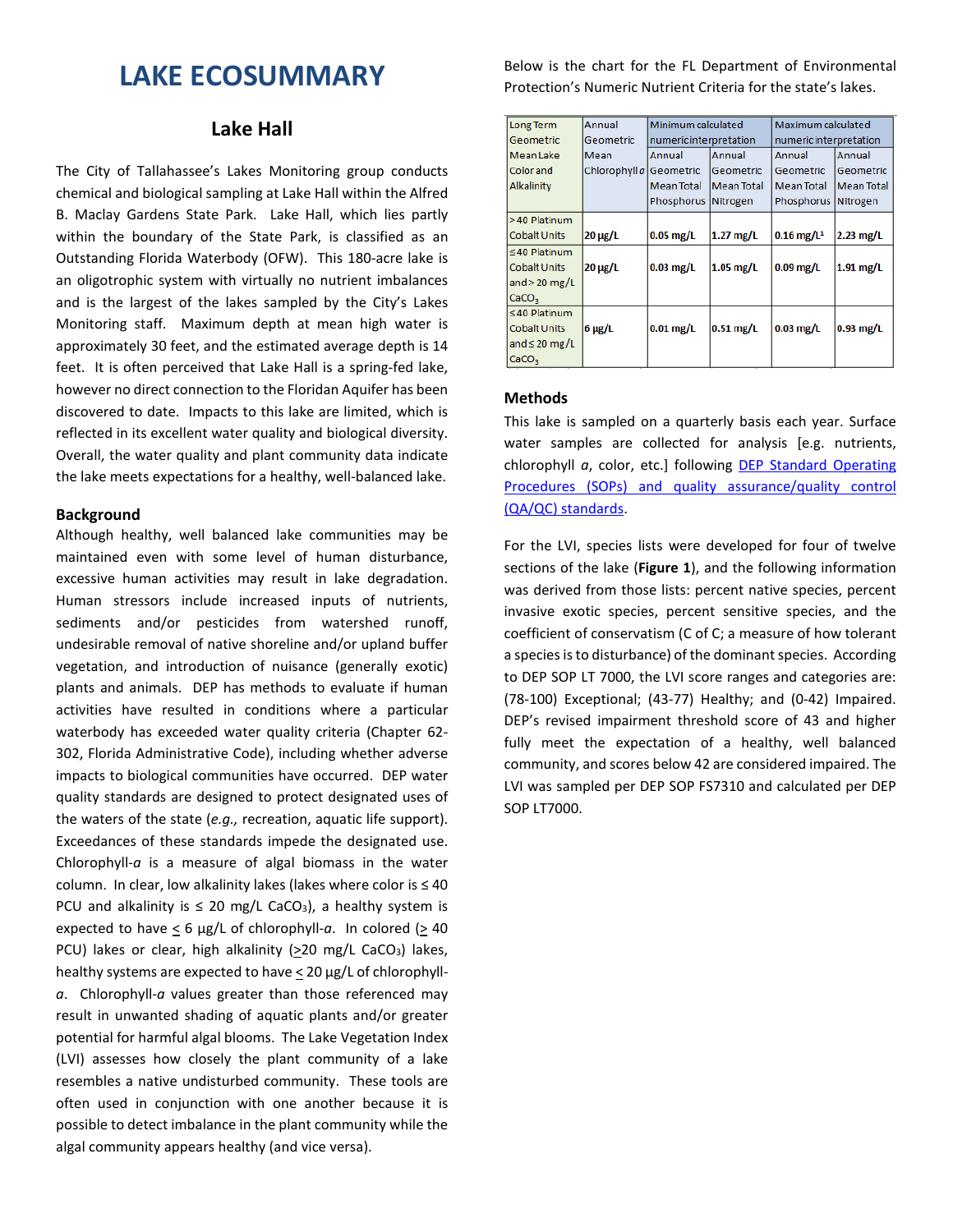# LAKE ECOSUMMARY

## Lake Hall

The City of Tallahassee's Lakes Monitoring group conducts chemical and biological sampling at Lake Hall within the Alfred B. Maclay Gardens State Park. Lake Hall, which lies partly within the boundary of the State Park, is classified as an Outstanding Florida Waterbody (OFW). This 180-acre lake is an oligotrophic system with virtually no nutrient imbalances and is the largest of the lakes sampled by the City's Lakes Monitoring staff. Maximum depth at mean high water is approximately 30 feet, and the estimated average depth is 14 feet. It is often perceived that Lake Hall is a spring-fed lake, however no direct connection to the Floridan Aquifer has been discovered to date. Impacts to this lake are limited, which is reflected in its excellent water quality and biological diversity. Overall, the water quality and plant community data indicate the lake meets expectations for a healthy, well-balanced lake.

### Background

Although healthy, well balanced lake communities may be maintained even with some level of human disturbance, excessive human activities may result in lake degradation. Human stressors include increased inputs of nutrients, sediments and/or pesticides from watershed runoff, undesirable removal of native shoreline and/or upland buffer vegetation, and introduction of nuisance (generally exotic) plants and animals. DEP has methods to evaluate if human activities have resulted in conditions where a particular waterbody has exceeded water quality criteria (Chapter 62-302, Florida Administrative Code), including whether adverse impacts to biological communities have occurred. DEP water quality standards are designed to protect designated uses of the waters of the state (*e.g.,* recreation, aquatic life support). Exceedances of these standards impede the designated use. Chlorophyll-*a* is a measure of algal biomass in the water column. In clear, low alkalinity lakes (lakes where color is ≤ 40 PCU and alkalinity is ≤ 20 mg/L $CaCO_3$), a healthy system is expected to have ≤ 6 µg/L of chlorophyll-*a*. In colored (≥ 40 PCU) lakes or clear, high alkalinity (≥20 mg/L $CaCO_3$) lakes, healthy systems are expected to have ≤ 20 µg/L of chlorophyll-*a*. Chlorophyll-*a* values greater than those referenced may result in unwanted shading of aquatic plants and/or greater potential for harmful algal blooms. The Lake Vegetation Index (LVI) assesses how closely the plant community of a lake resembles a native undisturbed community. These tools are often used in conjunction with one another because it is possible to detect imbalance in the plant community while the algal community appears healthy (and vice versa).

Below is the chart for the FL Department of Environmental Protection's Numeric Nutrient Criteria for the state's lakes.

| Long Term Geometric Mean Lake Color and Alkalinity | Annual Geometric Mean Chlorophyll *a* | Minimum calculated numeric interpretation | | Maximum calculated numeric interpretation | |
|---|---|---|---|---|---|
| | | Annual Geometric Mean Total Phosphorus | Annual Geometric Mean Total Nitrogen | Annual Geometric Mean Total Phosphorus | Annual Geometric Mean Total Nitrogen |
| >40 Platinum Cobalt Units | 20 µg/L | 0.05 mg/L | 1.27 mg/L | 0.16 mg/L[1] | 2.23 mg/L |
| ≤40 Platinum Cobalt Units and > 20 mg/L $CaCO_3$ | 20 µg/L | 0.03 mg/L | 1.05 mg/L | 0.09 mg/L | 1.91 mg/L |
| ≤40 Platinum Cobalt Units and ≤ 20 mg/L $CaCO_3$ | 6 µg/L | 0.01 mg/L | 0.51 mg/L | 0.03 mg/L | 0.93 mg/L |

### Methods

This lake is sampled on a quarterly basis each year. Surface water samples are collected for analysis [e.g. nutrients, chlorophyll *a*, color, etc.] following DEP Standard Operating Procedures (SOPs) and quality assurance/quality control (QA/QC) standards.

For the LVI, species lists were developed for four of twelve sections of the lake (**Figure 1**), and the following information was derived from those lists: percent native species, percent invasive exotic species, percent sensitive species, and the coefficient of conservatism (C of C; a measure of how tolerant a species is to disturbance) of the dominant species. According to DEP SOP LT 7000, the LVI score ranges and categories are: (78-100) Exceptional; (43-77) Healthy; and (0-42) Impaired. DEP's revised impairment threshold score of 43 and higher fully meet the expectation of a healthy, well balanced community, and scores below 42 are considered impaired. The LVI was sampled per DEP SOP FS7310 and calculated per DEP SOP LT7000.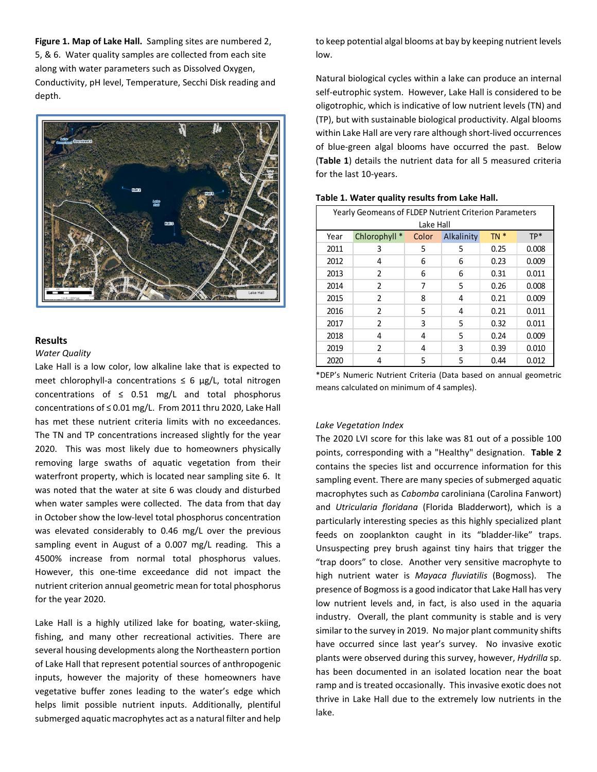**Figure 1. Map of Lake Hall.** Sampling sites are numbered 2, 5, & 6. Water quality samples are collected from each site along with water parameters such as Dissolved Oxygen, Conductivity, pH level, Temperature, Secchi Disk reading and depth.

## Results

*Water Quality*

Lake Hall is a low color, low alkaline lake that is expected to meet chlorophyll-a concentrations ≤ 6 µg/L, total nitrogen concentrations of ≤ 0.51 mg/L and total phosphorus concentrations of ≤ 0.01 mg/L. From 2011 thru 2020, Lake Hall has met these nutrient criteria limits with no exceedances. The TN and TP concentrations increased slightly for the year 2020. This was most likely due to homeowners physically removing large swaths of aquatic vegetation from their waterfront property, which is located near sampling site 6. It was noted that the water at site 6 was cloudy and disturbed when water samples were collected. The data from that day in October show the low-level total phosphorus concentration was elevated considerably to 0.46 mg/L over the previous sampling event in August of a 0.007 mg/L reading. This a 4500% increase from normal total phosphorus values. However, this one-time exceedance did not impact the nutrient criterion annual geometric mean for total phosphorus for the year 2020.

Lake Hall is a highly utilized lake for boating, water-skiing, fishing, and many other recreational activities. There are several housing developments along the Northeastern portion of Lake Hall that represent potential sources of anthropogenic inputs, however the majority of these homeowners have vegetative buffer zones leading to the water's edge which helps limit possible nutrient inputs. Additionally, plentiful submerged aquatic macrophytes act as a natural filter and help to keep potential algal blooms at bay by keeping nutrient levels low.

Natural biological cycles within a lake can produce an internal self-eutrophic system. However, Lake Hall is considered to be oligotrophic, which is indicative of low nutrient levels (TN) and (TP), but with sustainable biological productivity. Algal blooms within Lake Hall are very rare although short-lived occurrences of blue-green algal blooms have occurred the past. Below (**Table 1**) details the nutrient data for all 5 measured criteria for the last 10-years.

**Table 1. Water quality results from Lake Hall.**

| Yearly Geomeans of FLDEP Nutrient Criterion Parameters Lake Hall | | | | | |
|---|---|---|---|---|---|
| Year | Chlorophyll * | Color | Alkalinity | TN * | TP* |
| 2011 | 3 | 5 | 5 | 0.25 | 0.008 |
| 2012 | 4 | 6 | 6 | 0.23 | 0.009 |
| 2013 | 2 | 6 | 6 | 0.31 | 0.011 |
| 2014 | 2 | 7 | 5 | 0.26 | 0.008 |
| 2015 | 2 | 8 | 4 | 0.21 | 0.009 |
| 2016 | 2 | 5 | 4 | 0.21 | 0.011 |
| 2017 | 2 | 3 | 5 | 0.32 | 0.011 |
| 2018 | 4 | 4 | 5 | 0.24 | 0.009 |
| 2019 | 2 | 4 | 3 | 0.39 | 0.010 |
| 2020 | 4 | 5 | 5 | 0.44 | 0.012 |

*DEP's Numeric Nutrient Criteria (Data based on annual geometric means calculated on minimum of 4 samples).

*Lake Vegetation Index*

The 2020 LVI score for this lake was 81 out of a possible 100 points, corresponding with a "Healthy" designation. **Table 2** contains the species list and occurrence information for this sampling event. There are many species of submerged aquatic macrophytes such as *Cabomba* caroliniana (Carolina Fanwort) and *Utricularia floridana* (Florida Bladderwort), which is a particularly interesting species as this highly specialized plant feeds on zooplankton caught in its "bladder-like" traps. Unsuspecting prey brush against tiny hairs that trigger the "trap doors" to close. Another very sensitive macrophyte to high nutrient water is *Mayaca fluviatilis* (Bogmoss). The presence of Bogmoss is a good indicator that Lake Hall has very low nutrient levels and, in fact, is also used in the aquaria industry. Overall, the plant community is stable and is very similar to the survey in 2019. No major plant community shifts have occurred since last year's survey. No invasive exotic plants were observed during this survey, however, *Hydrilla* sp. has been documented in an isolated location near the boat ramp and is treated occasionally. This invasive exotic does not thrive in Lake Hall due to the extremely low nutrients in the lake.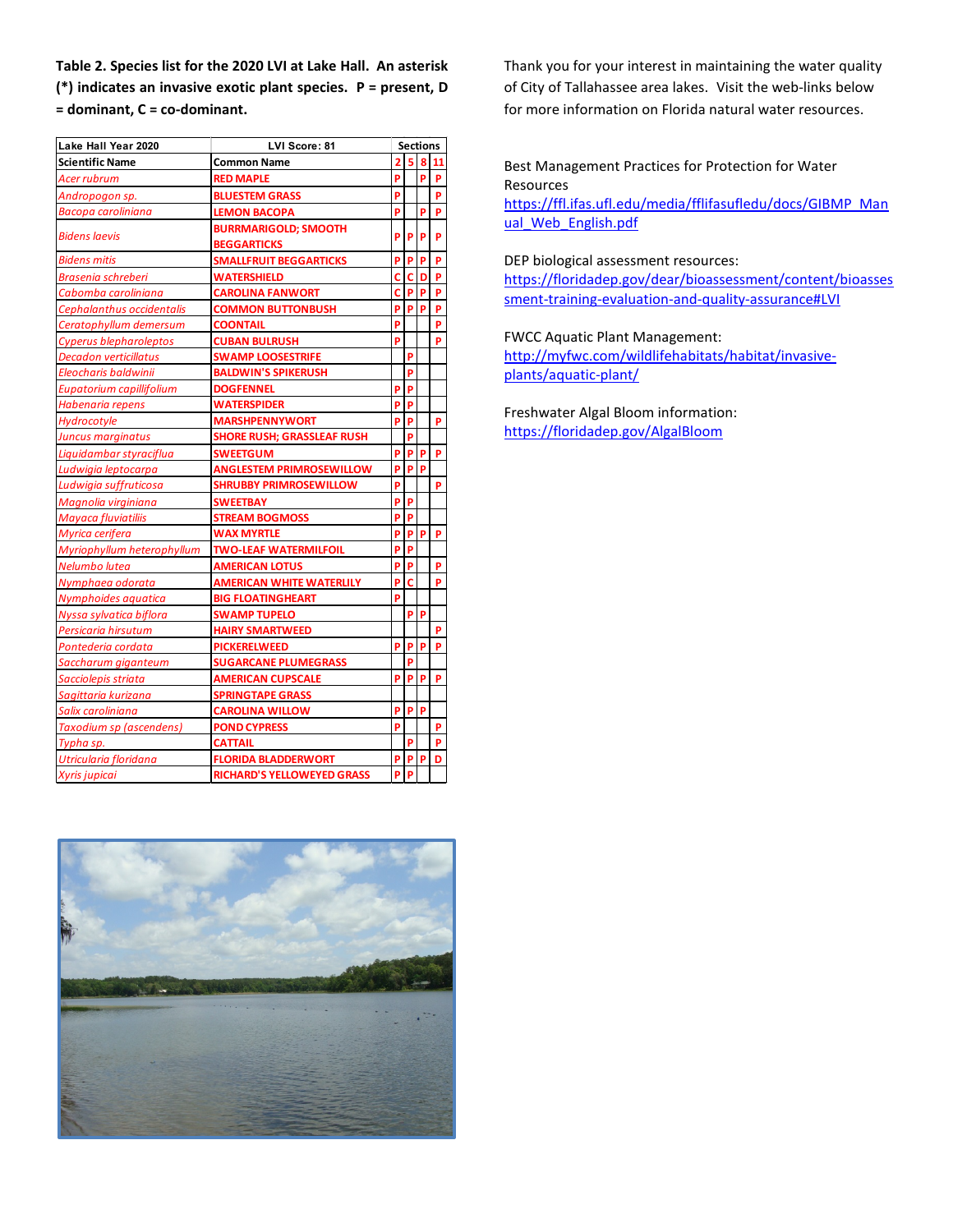**Table 2. Species list for the 2020 LVI at Lake Hall. An asterisk (*) indicates an invasive exotic plant species. P = present, D = dominant, C = co-dominant.**

| Lake Hall Year 2020 | LVI Score: 81 | Sections | | | |
|---|---|---|---|---|---|
| Scientific Name | Common Name | 2 | 5 | 8 | 11 |
| *Acer rubrum* | RED MAPLE | P | | P | P |
| *Andropogon sp.* | BLUESTEM GRASS | P | | | P |
| *Bacopa caroliniana* | LEMON BACOPA | P | | P | P |
| *Bidens laevis* | BURRMARIGOLD; SMOOTH BEGGARTICKS | P | P | P | P |
| *Bidens mitis* | SMALLFRUIT BEGGARTICKS | P | P | P | P |
| *Brasenia schreberi* | WATERSHIELD | C | C | D | P |
| *Cabomba caroliniana* | CAROLINA FANWORT | C | P | P | P |
| *Cephalanthus occidentalis* | COMMON BUTTONBUSH | P | P | P | P |
| *Ceratophyllum demersum* | COONTAIL | P | | | P |
| *Cyperus blepharoleptos* | CUBAN BULRUSH | P | | | P |
| *Decadon verticillatus* | SWAMP LOOSESTRIFE | | P | | |
| *Eleocharis baldwinii* | BALDWIN'S SPIKERUSH | | P | | |
| *Eupatorium capillifolium* | DOGFENNEL | P | P | | |
| *Habenaria repens* | WATERSPIDER | P | P | | |
| *Hydrocotyle* | MARSHPENNYWORT | P | P | | P |
| *Juncus marginatus* | SHORE RUSH; GRASSLEAF RUSH | | P | | |
| *Liquidambar styraciflua* | SWEETGUM | P | P | P | P |
| *Ludwigia leptocarpa* | ANGLESTEM PRIMROSEWILLOW | P | P | P | |
| *Ludwigia suffruticosa* | SHRUBBY PRIMROSEWILLOW | P | | | P |
| *Magnolia virginiana* | SWEETBAY | P | P | | |
| *Mayaca fluviatilis* | STREAM BOGMOSS | P | P | | |
| *Myrica cerifera* | WAX MYRTLE | P | P | P | P |
| *Myriophyllum heterophyllum* | TWO-LEAF WATERMILFOIL | P | P | | |
| *Nelumbo lutea* | AMERICAN LOTUS | P | P | | P |
| *Nymphaea odorata* | AMERICAN WHITE WATERLILY | P | C | | P |
| *Nymphoides aquatica* | BIG FLOATINGHEART | P | | | |
| *Nyssa sylvatica biflora* | SWAMP TUPELO | | P | P | |
| *Persicaria hirsutum* | HAIRY SMARTWEED | | | | P |
| *Pontederia cordata* | PICKERELWEED | P | P | P | P |
| *Saccharum giganteum* | SUGARCANE PLUMEGRASS | | P | | |
| *Sacciolepis striata* | AMERICAN CUPSCALE | P | P | P | P |
| *Sagittaria kurizana* | SPRINGTAPE GRASS | | | | |
| *Salix caroliniana* | CAROLINA WILLOW | P | P | P | |
| *Taxodium sp (ascendens)* | POND CYPRESS | P | | | P |
| *Typha sp.* | CATTAIL | | P | | P |
| *Utricularia floridana* | FLORIDA BLADDERWORT | P | P | P | D |
| *Xyris jupicai* | RICHARD'S YELLOWEYED GRASS | P | P | | |

Thank you for your interest in maintaining the water quality of City of Tallahassee area lakes. Visit the web-links below for more information on Florida natural water resources.

Best Management Practices for Protection for Water Resources
https://ffl.ifas.ufl.edu/media/fflifasufledu/docs/GIBMP_Manual_Web_English.pdf

DEP biological assessment resources:
https://floridadep.gov/dear/bioassessment/content/bioassessment-training-evaluation-and-quality-assurance#LVI

FWCC Aquatic Plant Management:
http://myfwc.com/wildlifehabitats/habitat/invasive-plants/aquatic-plant/

Freshwater Algal Bloom information:
https://floridadep.gov/AlgalBloom